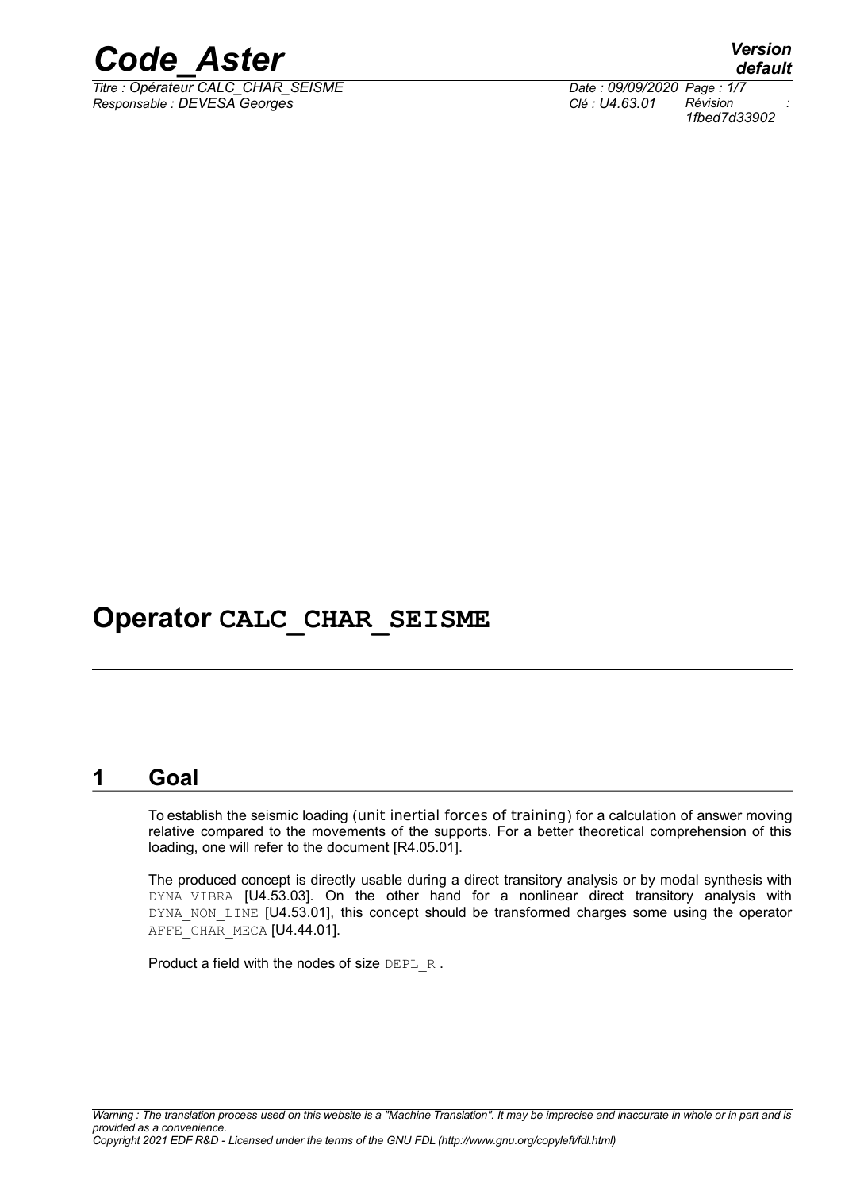# Operator CALC_CHAR_SEISME

## 1 Goal

To establish the seismic loading (unit inertial forces of training) for a calculation of answer moving relative compared to the movements of the supports. For a better theoretical comprehension of this loading, one will refer to the document [R4.05.01].

The produced concept is directly usable during a direct transitory analysis or by modal synthesis with DYNA_VIBRA [U4.53.03]. On the other hand for a nonlinear direct transitory analysis with DYNA_NON_LINE [U4.53.01], this concept should be transformed charges some using the operator AFFE_CHAR_MECA [U4.44.01].

Product a field with the nodes of size DEPL_R .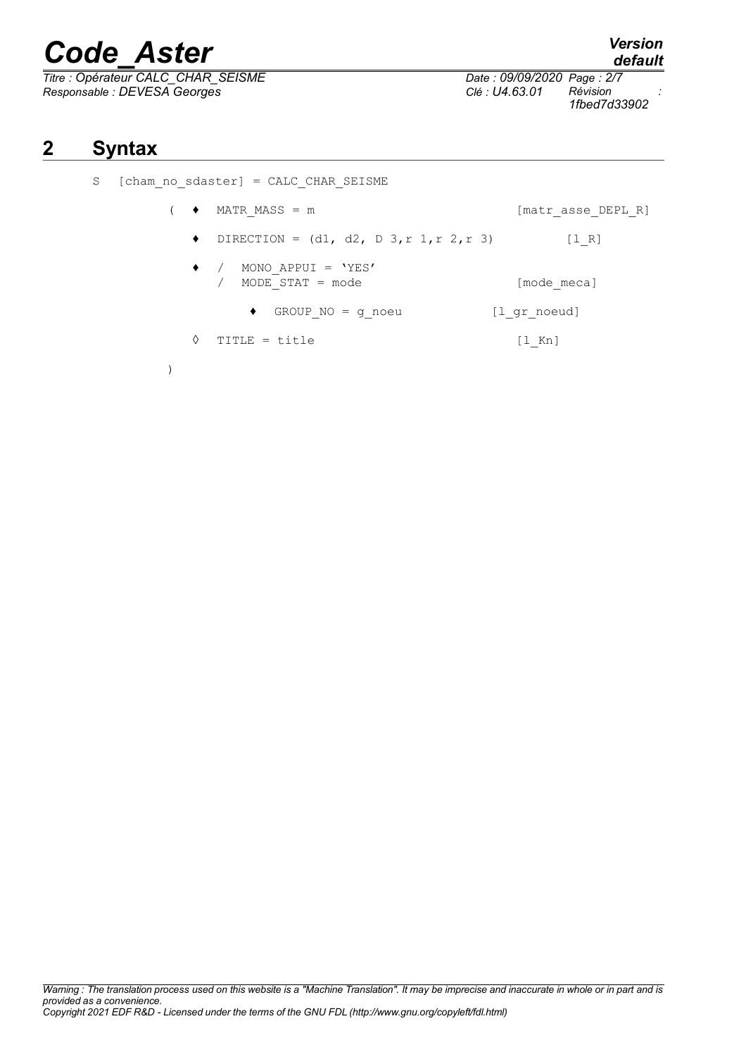## 2 Syntax

```
S   [cham_no_sdaster] = CALC_CHAR_SEISME

        (  ♦  MATR_MASS = m                               [matr_asse_DEPL_R]

           ♦  DIRECTION = (d1, d2, D 3,r 1,r 2,r 3)           [l_R]

           ♦  /  MONO_APPUI = 'YES'
              /  MODE_STAT = mode                         [mode_meca]

                 ♦  GROUP_NO = g_noeu               [l_gr_noeud]

           ◊  TITLE = title                               [l_Kn]

        )
```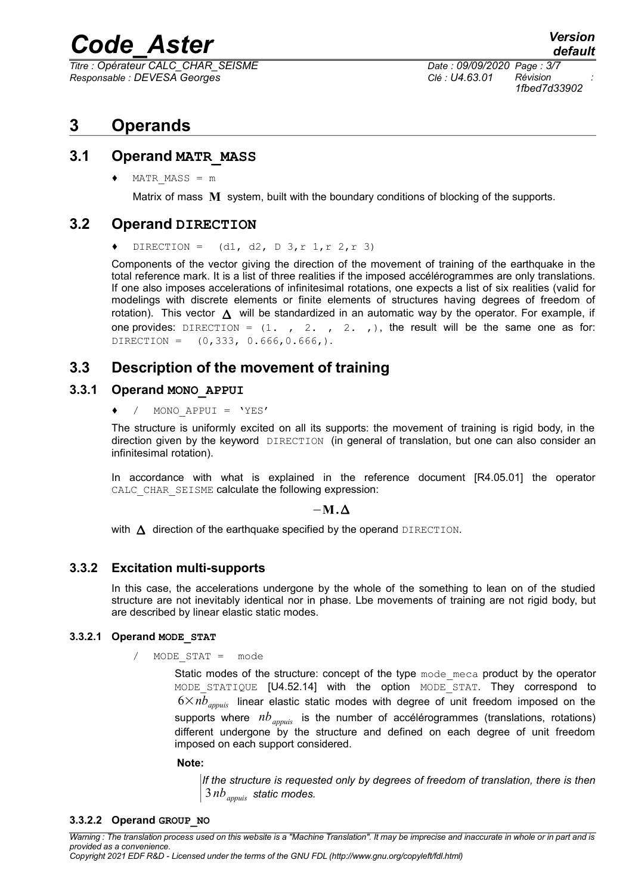# 3 Operands

## 3.1 Operand MATR_MASS

♦ MATR_MASS = m

Matrix of mass $\mathbf{M}$ system, built with the boundary conditions of blocking of the supports.

## 3.2 Operand DIRECTION

♦ DIRECTION = (d1, d2, D 3,r 1,r 2,r 3)

Components of the vector giving the direction of the movement of training of the earthquake in the total reference mark. It is a list of three realities if the imposed accélérogrammes are only translations. If one also imposes accelerations of infinitesimal rotations, one expects a list of six realities (valid for modelings with discrete elements or finite elements of structures having degrees of freedom of rotation). This vector $\mathbf{\Delta}$ will be standardized in an automatic way by the operator. For example, if one provides: DIRECTION = (1. , 2. , 2. ,), the result will be the same one as for: DIRECTION = (0,333, 0.666,0.666,).

## 3.3 Description of the movement of training

### 3.3.1 Operand MONO_APPUI

♦ / MONO_APPUI = 'YES'

The structure is uniformly excited on all its supports: the movement of training is rigid body, in the direction given by the keyword DIRECTION (in general of translation, but one can also consider an infinitesimal rotation).

In accordance with what is explained in the reference document [R4.05.01] the operator CALC_CHAR_SEISME calculate the following expression:

$$-\mathbf{M}.\mathbf{\Delta}$$

with $\mathbf{\Delta}$ direction of the earthquake specified by the operand DIRECTION.

### 3.3.2 Excitation multi-supports

In this case, the accelerations undergone by the whole of the something to lean on of the studied structure are not inevitably identical nor in phase. Lbe movements of training are not rigid body, but are described by linear elastic static modes.

#### 3.3.2.1 Operand MODE_STAT

/ MODE_STAT = mode

Static modes of the structure: concept of the type mode_meca product by the operator MODE_STATIQUE [U4.52.14] with the option MODE_STAT. They correspond to $6 \times nb_{appuis}$ linear elastic static modes with degree of unit freedom imposed on the supports where $nb_{appuis}$ is the number of accélérogrammes (translations, rotations) different undergone by the structure and defined on each degree of unit freedom imposed on each support considered.

**Note:**

*If the structure is requested only by degrees of freedom of translation, there is then $3\,nb_{appuis}$ static modes.*

#### 3.3.2.2 Operand GROUP_NO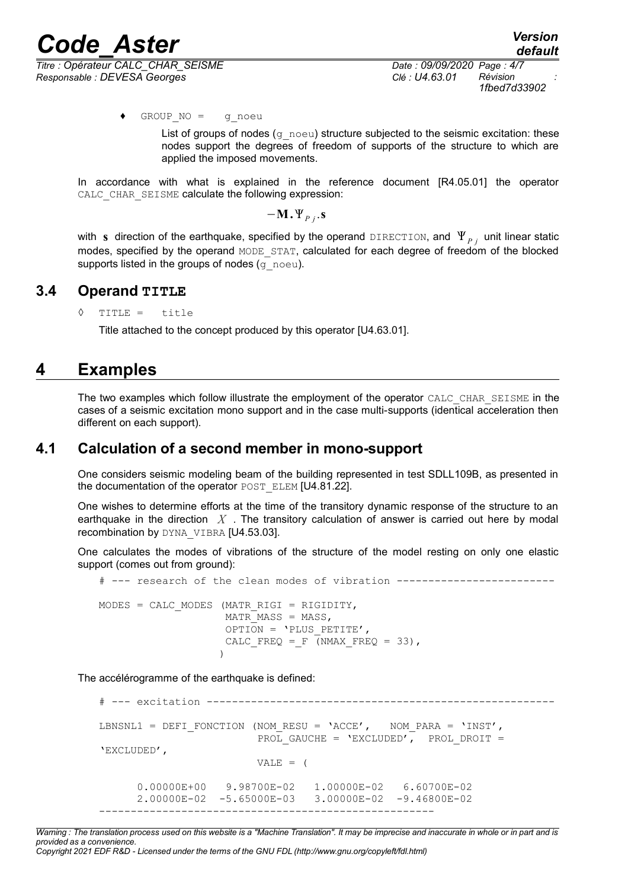♦ GROUP_NO = g_noeu

List of groups of nodes (g_noeu) structure subjected to the seismic excitation: these nodes support the degrees of freedom of supports of the structure to which are applied the imposed movements.

In accordance with what is explained in the reference document [R4.05.01] the operator CALC_CHAR_SEISME calculate the following expression:

$$-\mathbf{M}.\Psi_{P_j}.\mathbf{s}$$

with $\mathbf{s}$ direction of the earthquake, specified by the operand DIRECTION, and $\Psi_{P_j}$ unit linear static modes, specified by the operand MODE_STAT, calculated for each degree of freedom of the blocked supports listed in the groups of nodes (g_noeu).

## 3.4 Operand TITLE

◊ TITLE = title

Title attached to the concept produced by this operator [U4.63.01].

# 4 Examples

The two examples which follow illustrate the employment of the operator CALC_CHAR_SEISME in the cases of a seismic excitation mono support and in the case multi-supports (identical acceleration then different on each support).

## 4.1 Calculation of a second member in mono-support

One considers seismic modeling beam of the building represented in test SDLL109B, as presented in the documentation of the operator POST_ELEM [U4.81.22].

One wishes to determine efforts at the time of the transitory dynamic response of the structure to an earthquake in the direction $X$ . The transitory calculation of answer is carried out here by modal recombination by DYNA_VIBRA [U4.53.03].

One calculates the modes of vibrations of the structure of the model resting on only one elastic support (comes out from ground):

```
# --- research of the clean modes of vibration -------------------------

MODES = CALC_MODES (MATR_RIGI = RIGIDITY,
                    MATR_MASS = MASS,
                    OPTION = 'PLUS_PETITE',
                    CALC_FREQ =_F (NMAX_FREQ = 33),
                   )
```

The accélérogramme of the earthquake is defined:

```
# --- excitation -------------------------------------------------------

LBNSNL1 = DEFI_FONCTION (NOM_RESU = 'ACCE',   NOM_PARA = 'INST',
                         PROL_GAUCHE = 'EXCLUDED',  PROL_DROIT =
'EXCLUDED',
                         VALE = (

      0.00000E+00   9.98700E-02   1.00000E-02   6.60700E-02
      2.00000E-02  -5.65000E-03   3.00000E-02  -9.46800E-02
----------------------------------------------------
```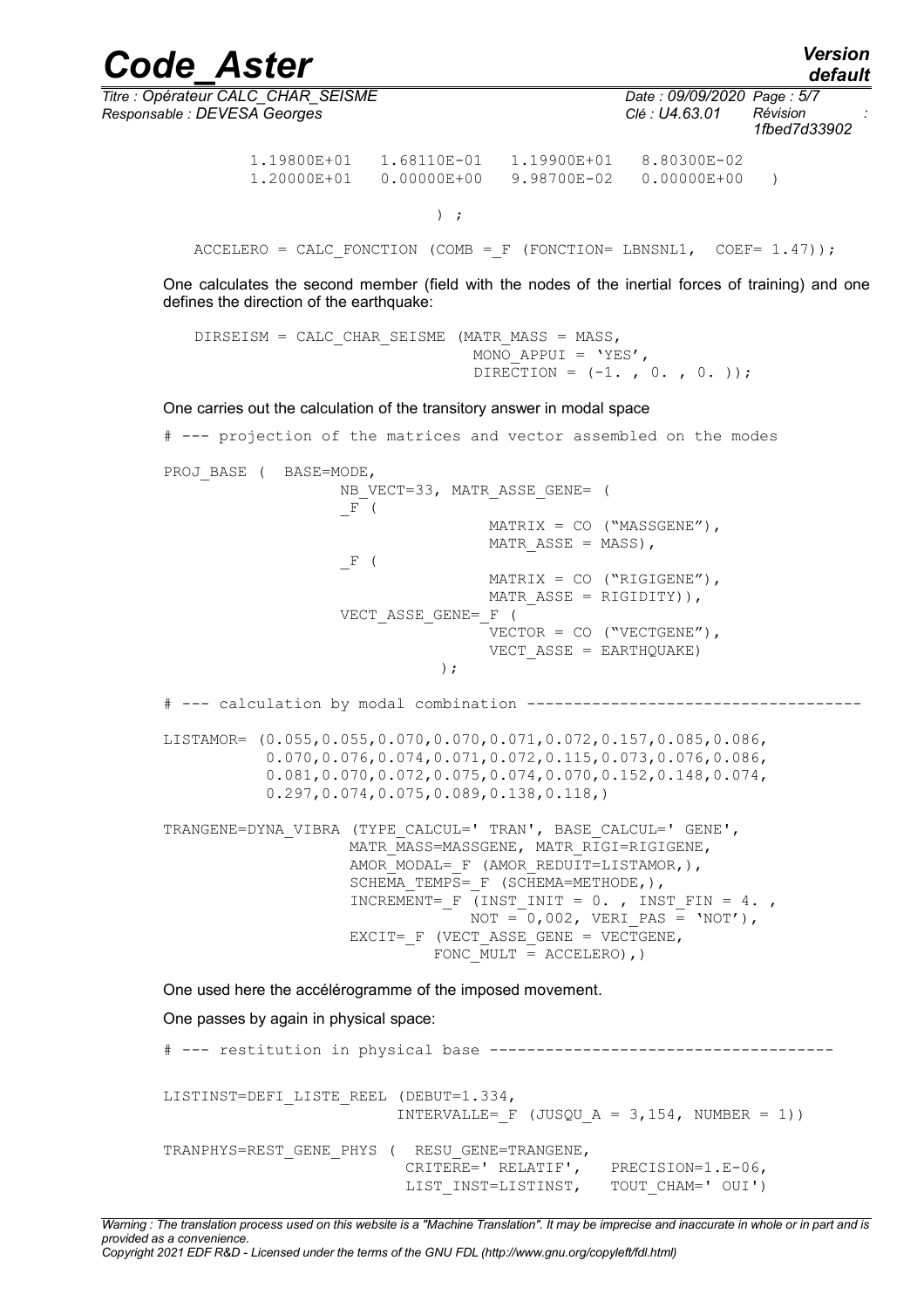```
          1.19800E+01   1.68110E-01   1.19900E+01   8.80300E-02
          1.20000E+01   0.00000E+00   9.98700E-02   0.00000E+00   )

                         ) ;

   ACCELERO = CALC_FONCTION (COMB =_F (FONCTION= LBNSNL1,  COEF= 1.47));
```

One calculates the second member (field with the nodes of the inertial forces of training) and one defines the direction of the earthquake:

```
   DIRSEISM = CALC_CHAR_SEISME (MATR_MASS = MASS,
                                MONO_APPUI = 'YES',
                                DIRECTION = (-1. , 0. , 0. ));
```

One carries out the calculation of the transitory answer in modal space

```
# --- projection of the matrices and vector assembled on the modes

PROJ_BASE (  BASE=MODE,
                  NB_VECT=33, MATR_ASSE_GENE= (
                  _F (
                                 MATRIX = CO ("MASSGENE"),
                                 MATR_ASSE = MASS),
                  _F (
                                 MATRIX = CO ("RIGIGENE"),
                                 MATR_ASSE = RIGIDITY)),
                  VECT_ASSE_GENE=_F (
                                 VECTOR = CO ("VECTGENE"),
                                 VECT_ASSE = EARTHQUAKE)
                          );

# --- calculation by modal combination ------------------------------------

LISTAMOR= (0.055,0.055,0.070,0.070,0.071,0.072,0.157,0.085,0.086,
           0.070,0.076,0.074,0.071,0.072,0.115,0.073,0.076,0.086,
           0.081,0.070,0.072,0.075,0.074,0.070,0.152,0.148,0.074,
           0.297,0.074,0.075,0.089,0.138,0.118,)

TRANGENE=DYNA_VIBRA (TYPE_CALCUL=' TRAN', BASE_CALCUL=' GENE',
                   MATR_MASS=MASSGENE, MATR_RIGI=RIGIGENE,
                   AMOR_MODAL=_F (AMOR_REDUIT=LISTAMOR,),
                   SCHEMA_TEMPS=_F (SCHEMA=METHODE,),
                   INCREMENT=_F (INST_INIT = 0. , INST_FIN = 4. ,
                                 NOT = 0,002, VERI_PAS = 'NOT'),
                   EXCIT=_F (VECT_ASSE_GENE = VECTGENE,
                             FONC_MULT = ACCELERO),)
```

One used here the accélérogramme of the imposed movement.

One passes by again in physical space:

```
# --- restitution in physical base --------------------------------------

LISTINST=DEFI_LISTE_REEL (DEBUT=1.334,
                         INTERVALLE=_F (JUSQU_A = 3,154, NUMBER = 1))

TRANPHYS=REST_GENE_PHYS (  RESU_GENE=TRANGENE,
                          CRITERE=' RELATIF',   PRECISION=1.E-06,
                          LIST_INST=LISTINST,   TOUT_CHAM=' OUI')
```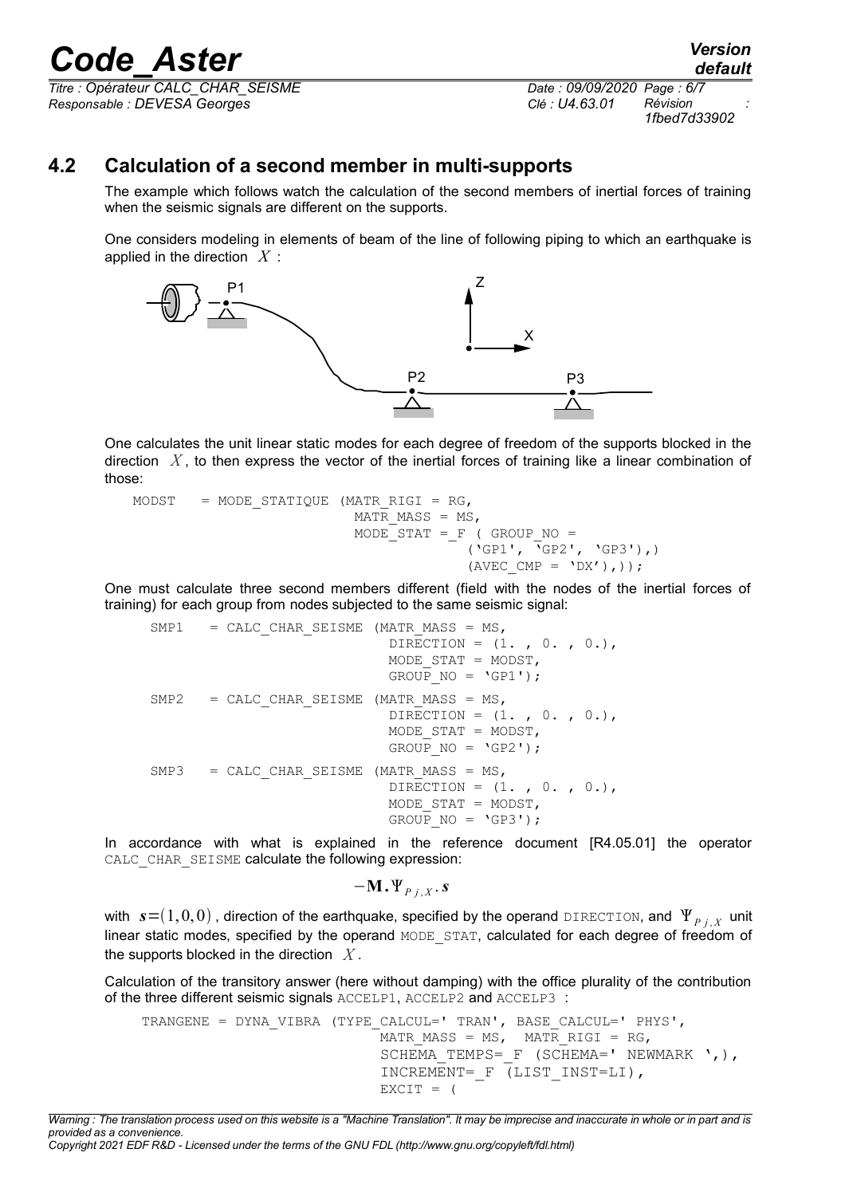## 4.2 Calculation of a second member in multi-supports

The example which follows watch the calculation of the second members of inertial forces of training when the seismic signals are different on the supports.

One considers modeling in elements of beam of the line of following piping to which an earthquake is applied in the direction $X$ :

One calculates the unit linear static modes for each degree of freedom of the supports blocked in the direction $X$, to then express the vector of the inertial forces of training like a linear combination of those:

```
MODST    = MODE_STATIQUE (MATR_RIGI = RG,
                          MATR_MASS = MS,
                          MODE_STAT =_F ( GROUP_NO =
                                        ('GP1', 'GP2', 'GP3'),)
                                        (AVEC_CMP = 'DX'),));
```

One must calculate three second members different (field with the nodes of the inertial forces of training) for each group from nodes subjected to the same seismic signal:

```
SMP1   = CALC_CHAR_SEISME (MATR_MASS = MS,
                           DIRECTION = (1. , 0. , 0.),
                           MODE_STAT = MODST,
                           GROUP_NO = 'GP1');
SMP2   = CALC_CHAR_SEISME (MATR_MASS = MS,
                           DIRECTION = (1. , 0. , 0.),
                           MODE_STAT = MODST,
                           GROUP_NO = 'GP2');
SMP3   = CALC_CHAR_SEISME (MATR_MASS = MS,
                           DIRECTION = (1. , 0. , 0.),
                           MODE_STAT = MODST,
                           GROUP_NO = 'GP3');
```

In accordance with what is explained in the reference document [R4.05.01] the operator CALC_CHAR_SEISME calculate the following expression:

$$-\mathbf{M}.\Psi_{P\,j,X}.\boldsymbol{s}$$

with $\boldsymbol{s}=(1,0,0)$ , direction of the earthquake, specified by the operand DIRECTION, and $\Psi_{P\,j,X}$ unit linear static modes, specified by the operand MODE_STAT, calculated for each degree of freedom of the supports blocked in the direction $X$.

Calculation of the transitory answer (here without damping) with the office plurality of the contribution of the three different seismic signals ACCELP1, ACCELP2 and ACCELP3 :

```
TRANGENE = DYNA_VIBRA (TYPE_CALCUL=' TRAN', BASE_CALCUL=' PHYS',
                       MATR_MASS = MS,  MATR_RIGI = RG,
                       SCHEMA_TEMPS=_F (SCHEMA=' NEWMARK ',),
                       INCREMENT=_F (LIST_INST=LI),
                       EXCIT = (
```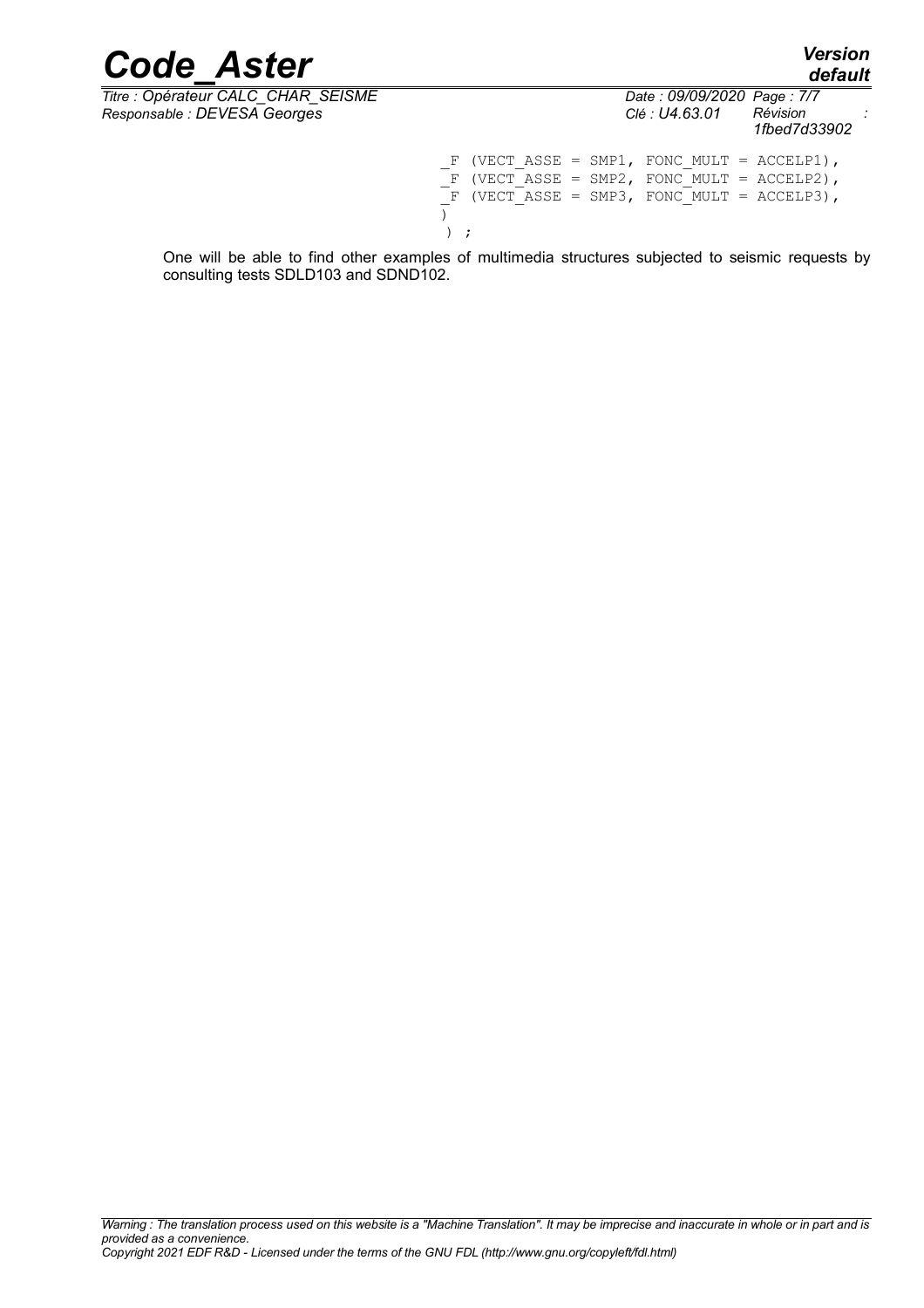```
_F (VECT_ASSE = SMP1, FONC_MULT = ACCELP1),
_F (VECT_ASSE = SMP2, FONC_MULT = ACCELP2),
_F (VECT_ASSE = SMP3, FONC_MULT = ACCELP3),
)
 ) ;
```

One will be able to find other examples of multimedia structures subjected to seismic requests by consulting tests SDLD103 and SDND102.